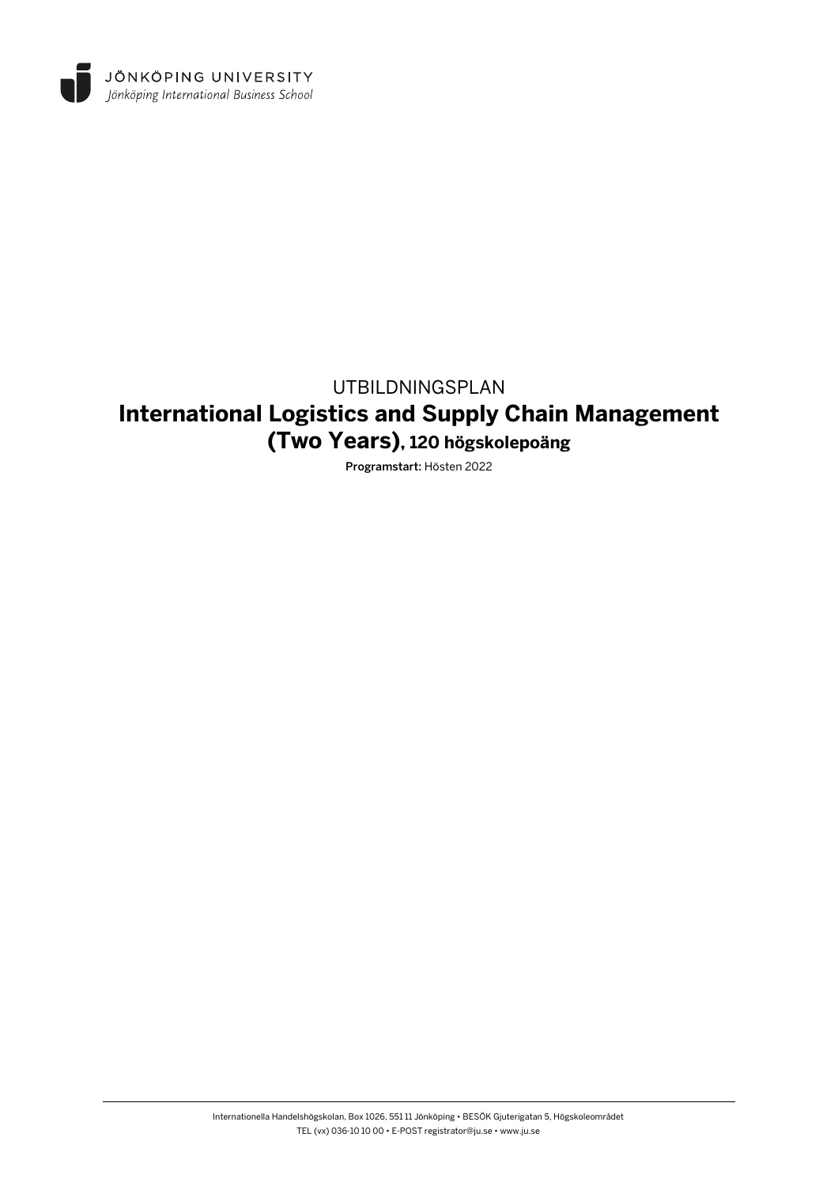JÖNKÖPING UNIVERSITY
*Jönköping International Business School*

UTBILDNINGSPLAN

# International Logistics and Supply Chain Management (Two Years), 120 högskolepoäng

**Programstart:** Hösten 2022

Internationella Handelshögskolan, Box 1026, 551 11 Jönköping • BESÖK Gjuterigatan 5, Högskoleområdet
TEL (vx) 036-10 10 00 • E-POST registrator@ju.se • www.ju.se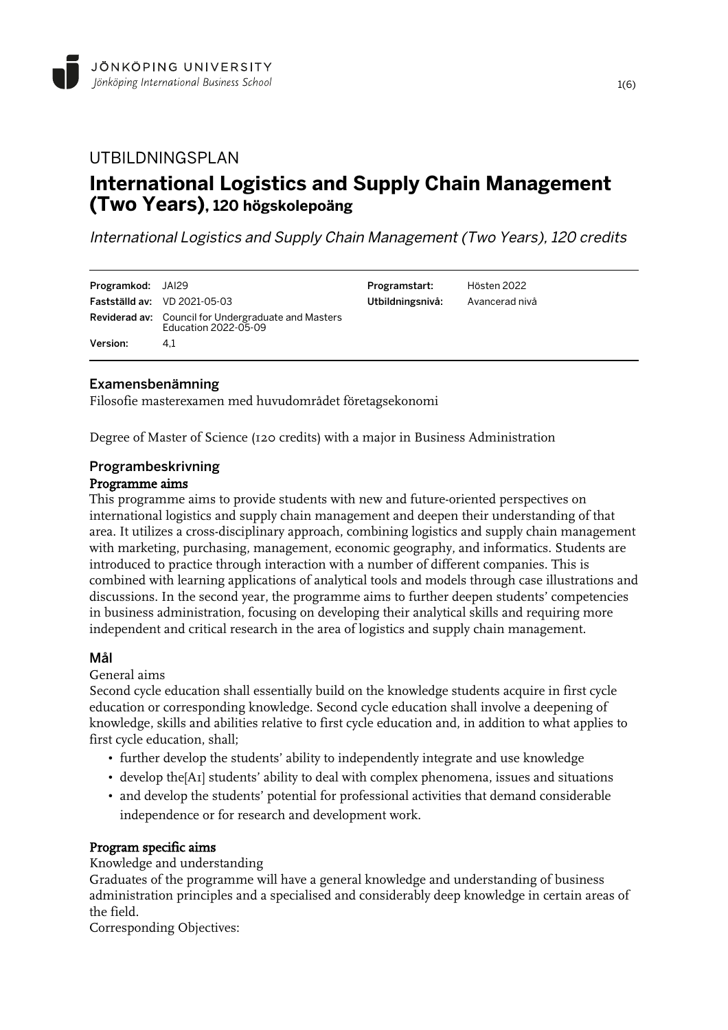Jönköping University
*Jönköping International Business School*

UTBILDNINGSPLAN

# International Logistics and Supply Chain Management (Two Years), 120 högskolepoäng

*International Logistics and Supply Chain Management (Two Years), 120 credits*

| | | | |
|---|---|---|---|
| **Programkod:** | JAI29 | **Programstart:** | Hösten 2022 |
| **Fastställd av:** | VD 2021-05-03 | **Utbildningsnivå:** | Avancerad nivå |
| **Reviderad av:** | Council for Undergraduate and Masters Education 2022-05-09 | | |
| **Version:** | 4,1 | | |

## Examensbenämning

Filosofie masterexamen med huvudområdet företagsekonomi

Degree of Master of Science (120 credits) with a major in Business Administration

## Programbeskrivning

### Programme aims

This programme aims to provide students with new and future-oriented perspectives on international logistics and supply chain management and deepen their understanding of that area. It utilizes a cross-disciplinary approach, combining logistics and supply chain management with marketing, purchasing, management, economic geography, and informatics. Students are introduced to practice through interaction with a number of different companies. This is combined with learning applications of analytical tools and models through case illustrations and discussions. In the second year, the programme aims to further deepen students' competencies in business administration, focusing on developing their analytical skills and requiring more independent and critical research in the area of logistics and supply chain management.

## Mål

General aims

Second cycle education shall essentially build on the knowledge students acquire in first cycle education or corresponding knowledge. Second cycle education shall involve a deepening of knowledge, skills and abilities relative to first cycle education and, in addition to what applies to first cycle education, shall;

- further develop the students' ability to independently integrate and use knowledge
- develop the[A1] students' ability to deal with complex phenomena, issues and situations
- and develop the students' potential for professional activities that demand considerable independence or for research and development work.

### Program specific aims

Knowledge and understanding

Graduates of the programme will have a general knowledge and understanding of business administration principles and a specialised and considerably deep knowledge in certain areas of the field.

Corresponding Objectives: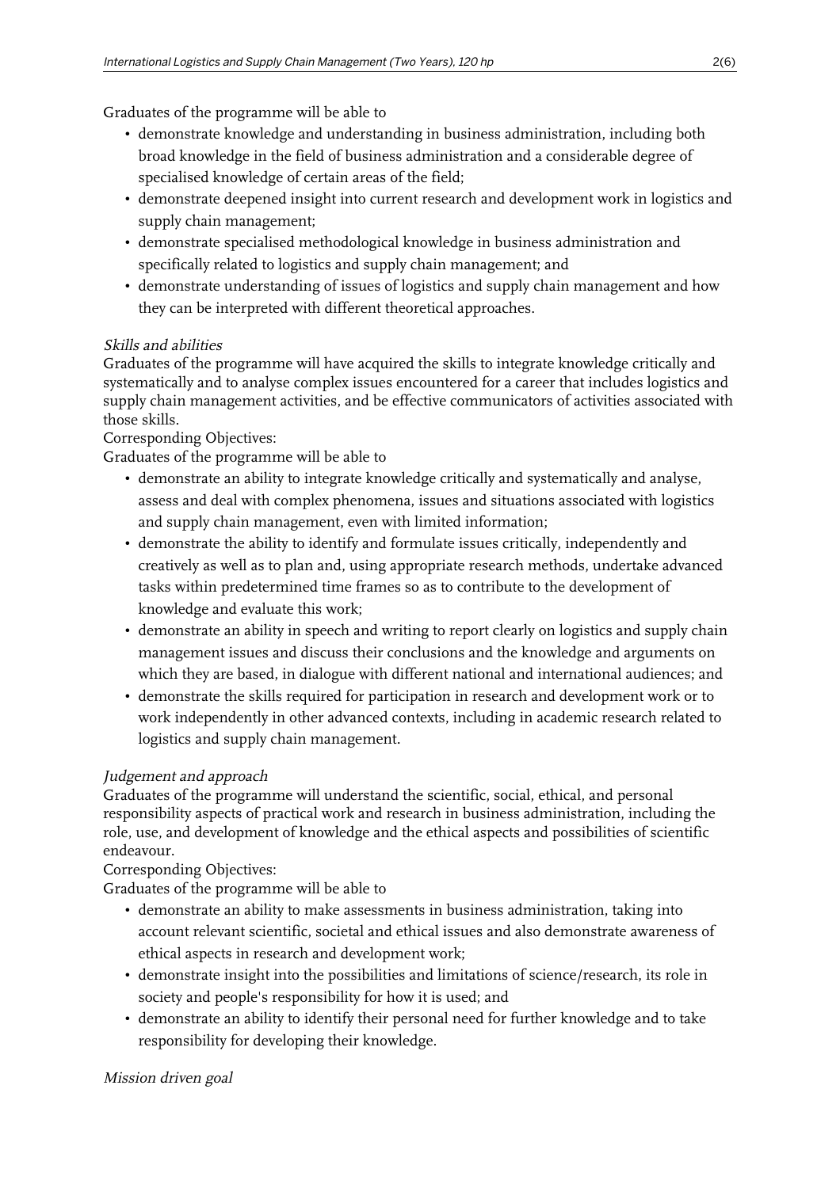Graduates of the programme will be able to

- demonstrate knowledge and understanding in business administration, including both broad knowledge in the field of business administration and a considerable degree of specialised knowledge of certain areas of the field;
- demonstrate deepened insight into current research and development work in logistics and supply chain management;
- demonstrate specialised methodological knowledge in business administration and specifically related to logistics and supply chain management; and
- demonstrate understanding of issues of logistics and supply chain management and how they can be interpreted with different theoretical approaches.

*Skills and abilities*

Graduates of the programme will have acquired the skills to integrate knowledge critically and systematically and to analyse complex issues encountered for a career that includes logistics and supply chain management activities, and be effective communicators of activities associated with those skills.

Corresponding Objectives:

Graduates of the programme will be able to

- demonstrate an ability to integrate knowledge critically and systematically and analyse, assess and deal with complex phenomena, issues and situations associated with logistics and supply chain management, even with limited information;
- demonstrate the ability to identify and formulate issues critically, independently and creatively as well as to plan and, using appropriate research methods, undertake advanced tasks within predetermined time frames so as to contribute to the development of knowledge and evaluate this work;
- demonstrate an ability in speech and writing to report clearly on logistics and supply chain management issues and discuss their conclusions and the knowledge and arguments on which they are based, in dialogue with different national and international audiences; and
- demonstrate the skills required for participation in research and development work or to work independently in other advanced contexts, including in academic research related to logistics and supply chain management.

*Judgement and approach*

Graduates of the programme will understand the scientific, social, ethical, and personal responsibility aspects of practical work and research in business administration, including the role, use, and development of knowledge and the ethical aspects and possibilities of scientific endeavour.

Corresponding Objectives:

Graduates of the programme will be able to

- demonstrate an ability to make assessments in business administration, taking into account relevant scientific, societal and ethical issues and also demonstrate awareness of ethical aspects in research and development work;
- demonstrate insight into the possibilities and limitations of science/research, its role in society and people's responsibility for how it is used; and
- demonstrate an ability to identify their personal need for further knowledge and to take responsibility for developing their knowledge.

*Mission driven goal*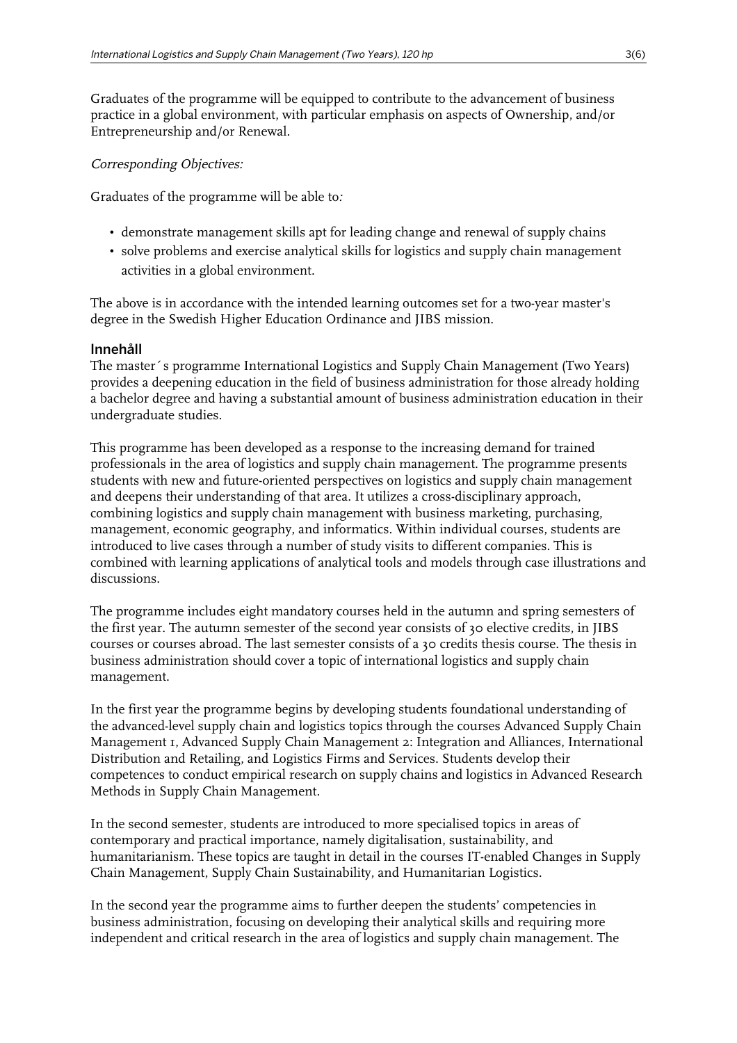Graduates of the programme will be equipped to contribute to the advancement of business practice in a global environment, with particular emphasis on aspects of Ownership, and/or Entrepreneurship and/or Renewal.

*Corresponding Objectives:*

Graduates of the programme will be able to*:*

- demonstrate management skills apt for leading change and renewal of supply chains
- solve problems and exercise analytical skills for logistics and supply chain management activities in a global environment.

The above is in accordance with the intended learning outcomes set for a two-year master's degree in the Swedish Higher Education Ordinance and JIBS mission.

## Innehåll

The master´s programme International Logistics and Supply Chain Management (Two Years) provides a deepening education in the field of business administration for those already holding a bachelor degree and having a substantial amount of business administration education in their undergraduate studies.

This programme has been developed as a response to the increasing demand for trained professionals in the area of logistics and supply chain management. The programme presents students with new and future-oriented perspectives on logistics and supply chain management and deepens their understanding of that area. It utilizes a cross-disciplinary approach, combining logistics and supply chain management with business marketing, purchasing, management, economic geography, and informatics. Within individual courses, students are introduced to live cases through a number of study visits to different companies. This is combined with learning applications of analytical tools and models through case illustrations and discussions.

The programme includes eight mandatory courses held in the autumn and spring semesters of the first year. The autumn semester of the second year consists of 30 elective credits, in JIBS courses or courses abroad. The last semester consists of a 30 credits thesis course. The thesis in business administration should cover a topic of international logistics and supply chain management.

In the first year the programme begins by developing students foundational understanding of the advanced-level supply chain and logistics topics through the courses Advanced Supply Chain Management 1, Advanced Supply Chain Management 2: Integration and Alliances, International Distribution and Retailing, and Logistics Firms and Services. Students develop their competences to conduct empirical research on supply chains and logistics in Advanced Research Methods in Supply Chain Management.

In the second semester, students are introduced to more specialised topics in areas of contemporary and practical importance, namely digitalisation, sustainability, and humanitarianism. These topics are taught in detail in the courses IT-enabled Changes in Supply Chain Management, Supply Chain Sustainability, and Humanitarian Logistics.

In the second year the programme aims to further deepen the students' competencies in business administration, focusing on developing their analytical skills and requiring more independent and critical research in the area of logistics and supply chain management. The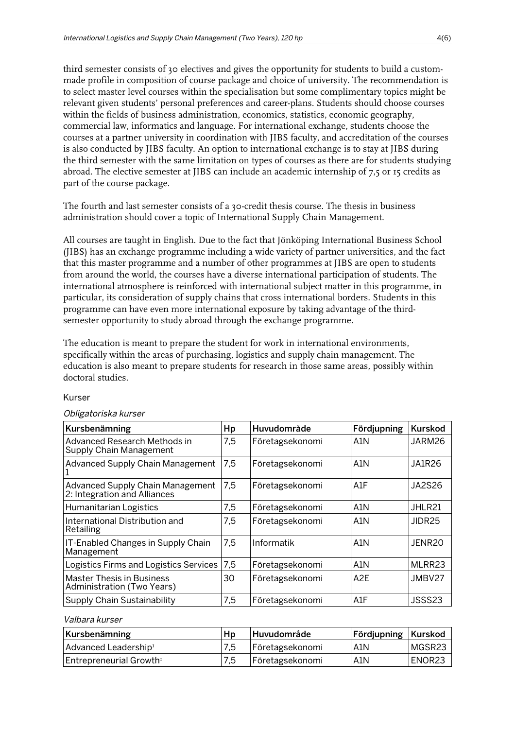third semester consists of 30 electives and gives the opportunity for students to build a custom-made profile in composition of course package and choice of university. The recommendation is to select master level courses within the specialisation but some complimentary topics might be relevant given students' personal preferences and career-plans. Students should choose courses within the fields of business administration, economics, statistics, economic geography, commercial law, informatics and language. For international exchange, students choose the courses at a partner university in coordination with JIBS faculty, and accreditation of the courses is also conducted by JIBS faculty. An option to international exchange is to stay at JIBS during the third semester with the same limitation on types of courses as there are for students studying abroad. The elective semester at JIBS can include an academic internship of 7,5 or 15 credits as part of the course package.

The fourth and last semester consists of a 30-credit thesis course. The thesis in business administration should cover a topic of International Supply Chain Management.

All courses are taught in English. Due to the fact that Jönköping International Business School (JIBS) has an exchange programme including a wide variety of partner universities, and the fact that this master programme and a number of other programmes at JIBS are open to students from around the world, the courses have a diverse international participation of students. The international atmosphere is reinforced with international subject matter in this programme, in particular, its consideration of supply chains that cross international borders. Students in this programme can have even more international exposure by taking advantage of the third-semester opportunity to study abroad through the exchange programme.

The education is meant to prepare the student for work in international environments, specifically within the areas of purchasing, logistics and supply chain management. The education is also meant to prepare students for research in those same areas, possibly within doctoral studies.

Kurser

*Obligatoriska kurser*

| Kursbenämning | Hp | Huvudområde | Fördjupning | Kurskod |
|---|---|---|---|---|
| Advanced Research Methods in Supply Chain Management | 7,5 | Företagsekonomi | A1N | JARM26 |
| Advanced Supply Chain Management 1 | 7,5 | Företagsekonomi | A1N | JA1R26 |
| Advanced Supply Chain Management 2: Integration and Alliances | 7,5 | Företagsekonomi | A1F | JA2S26 |
| Humanitarian Logistics | 7,5 | Företagsekonomi | A1N | JHLR21 |
| International Distribution and Retailing | 7,5 | Företagsekonomi | A1N | JIDR25 |
| IT-Enabled Changes in Supply Chain Management | 7,5 | Informatik | A1N | JENR20 |
| Logistics Firms and Logistics Services | 7,5 | Företagsekonomi | A1N | MLRR23 |
| Master Thesis in Business Administration (Two Years) | 30 | Företagsekonomi | A2E | JMBV27 |
| Supply Chain Sustainability | 7,5 | Företagsekonomi | A1F | JSSS23 |

*Valbara kurser*

| Kursbenämning | Hp | Huvudområde | Fördjupning | Kurskod |
|---|---|---|---|---|
| Advanced Leadership[1] | 7,5 | Företagsekonomi | A1N | MGSR23 |
| Entrepreneurial Growth[1] | 7,5 | Företagsekonomi | A1N | ENOR23 |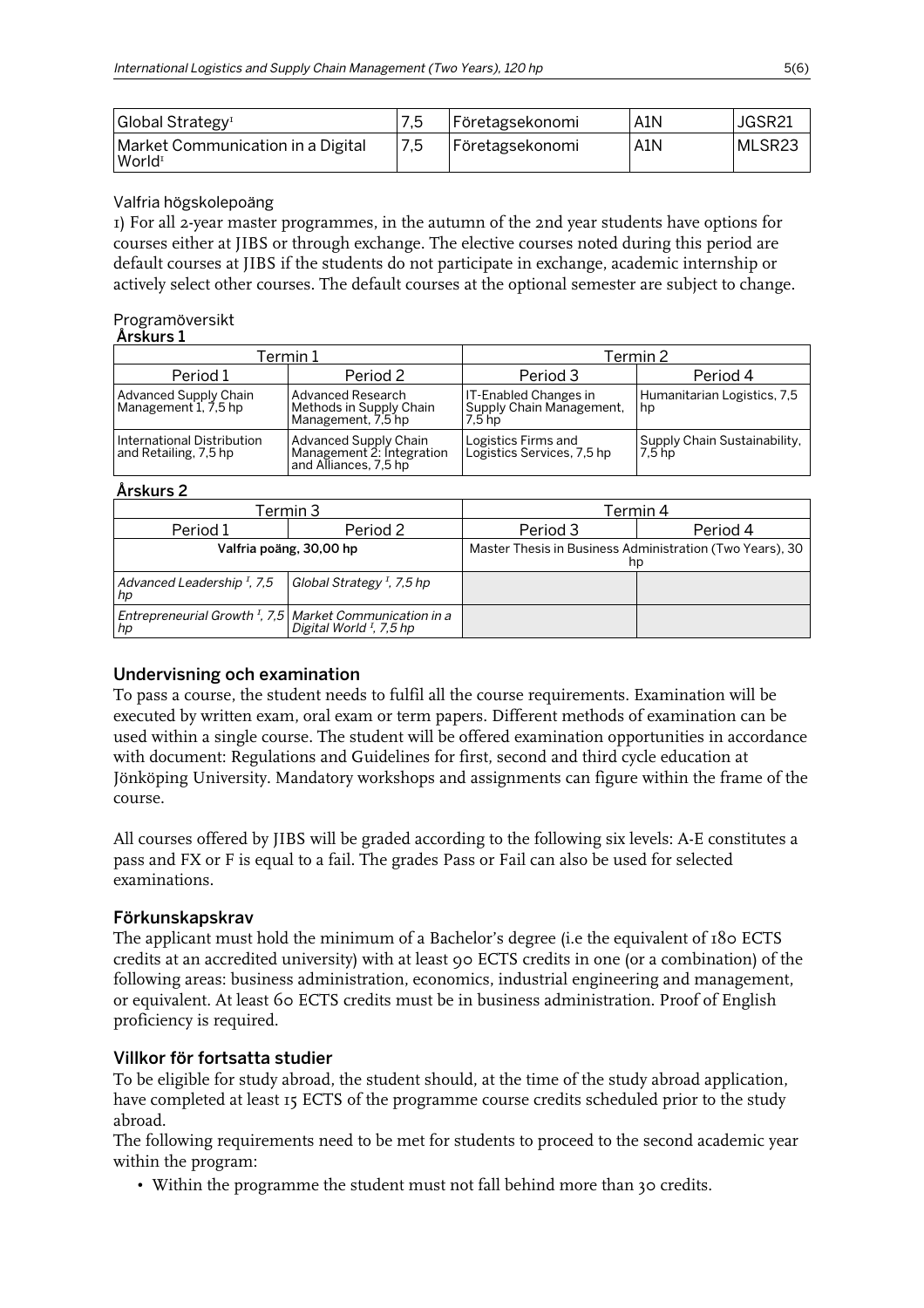| Global Strategy[1] | 7,5 | Företagsekonomi | A1N | JGSR21 |
|---|---|---|---|---|
| Market Communication in a Digital World[1] | 7,5 | Företagsekonomi | A1N | MLSR23 |

Valfria högskolepoäng

1) For all 2-year master programmes, in the autumn of the 2nd year students have options for courses either at JIBS or through exchange. The elective courses noted during this period are default courses at JIBS if the students do not participate in exchange, academic internship or actively select other courses. The default courses at the optional semester are subject to change.

Programöversikt

**Årskurs 1**

| Termin 1 | | Termin 2 | |
|---|---|---|---|
| Period 1 | Period 2 | Period 3 | Period 4 |
| Advanced Supply Chain Management 1, 7,5 hp | Advanced Research Methods in Supply Chain Management, 7,5 hp | IT-Enabled Changes in Supply Chain Management, 7,5 hp | Humanitarian Logistics, 7,5 hp |
| International Distribution and Retailing, 7,5 hp | Advanced Supply Chain Management 2: Integration and Alliances, 7,5 hp | Logistics Firms and Logistics Services, 7,5 hp | Supply Chain Sustainability, 7,5 hp |

**Årskurs 2**

| Termin 3 | | Termin 4 | |
|---|---|---|---|
| Period 1 | Period 2 | Period 3 | Period 4 |
| **Valfria poäng, 30,00 hp** | | Master Thesis in Business Administration (Two Years), 30 hp | |
| *Advanced Leadership [1], 7,5 hp* | *Global Strategy [1], 7,5 hp* | | |
| *Entrepreneurial Growth [1], 7,5 hp* | *Market Communication in a Digital World [1], 7,5 hp* | | |

## Undervisning och examination

To pass a course, the student needs to fulfil all the course requirements. Examination will be executed by written exam, oral exam or term papers. Different methods of examination can be used within a single course. The student will be offered examination opportunities in accordance with document: Regulations and Guidelines for first, second and third cycle education at Jönköping University. Mandatory workshops and assignments can figure within the frame of the course.

All courses offered by JIBS will be graded according to the following six levels: A-E constitutes a pass and FX or F is equal to a fail. The grades Pass or Fail can also be used for selected examinations.

## Förkunskapskrav

The applicant must hold the minimum of a Bachelor's degree (i.e the equivalent of 180 ECTS credits at an accredited university) with at least 90 ECTS credits in one (or a combination) of the following areas: business administration, economics, industrial engineering and management, or equivalent. At least 60 ECTS credits must be in business administration. Proof of English proficiency is required.

## Villkor för fortsatta studier

To be eligible for study abroad, the student should, at the time of the study abroad application, have completed at least 15 ECTS of the programme course credits scheduled prior to the study abroad.

The following requirements need to be met for students to proceed to the second academic year within the program:

- Within the programme the student must not fall behind more than 30 credits.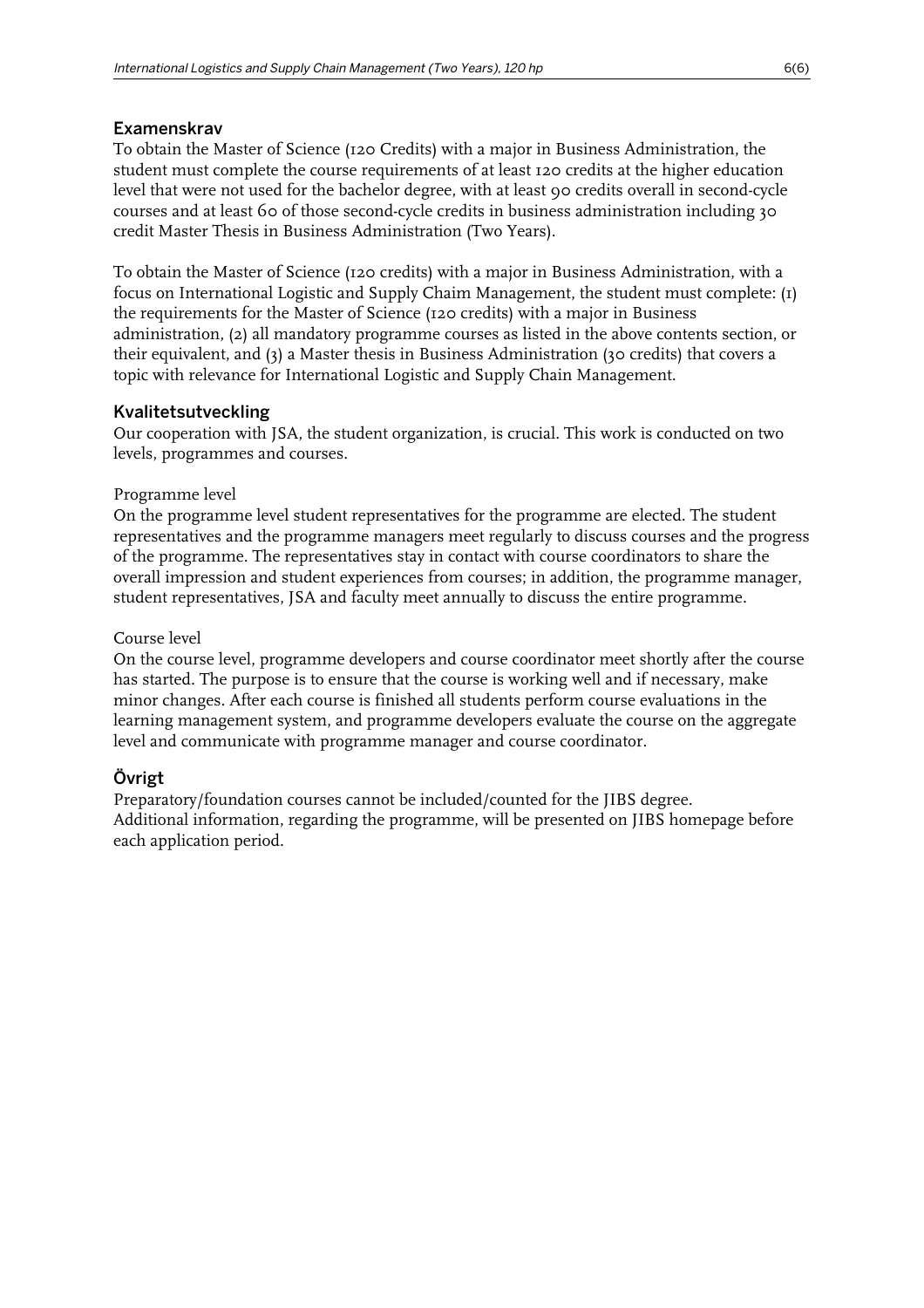## Examenskrav

To obtain the Master of Science (120 Credits) with a major in Business Administration, the student must complete the course requirements of at least 120 credits at the higher education level that were not used for the bachelor degree, with at least 90 credits overall in second-cycle courses and at least 60 of those second-cycle credits in business administration including 30 credit Master Thesis in Business Administration (Two Years).

To obtain the Master of Science (120 credits) with a major in Business Administration, with a focus on International Logistic and Supply Chaim Management, the student must complete: (1) the requirements for the Master of Science (120 credits) with a major in Business administration, (2) all mandatory programme courses as listed in the above contents section, or their equivalent, and (3) a Master thesis in Business Administration (30 credits) that covers a topic with relevance for International Logistic and Supply Chain Management.

## Kvalitetsutveckling

Our cooperation with JSA, the student organization, is crucial. This work is conducted on two levels, programmes and courses.

Programme level

On the programme level student representatives for the programme are elected. The student representatives and the programme managers meet regularly to discuss courses and the progress of the programme. The representatives stay in contact with course coordinators to share the overall impression and student experiences from courses; in addition, the programme manager, student representatives, JSA and faculty meet annually to discuss the entire programme.

Course level

On the course level, programme developers and course coordinator meet shortly after the course has started. The purpose is to ensure that the course is working well and if necessary, make minor changes. After each course is finished all students perform course evaluations in the learning management system, and programme developers evaluate the course on the aggregate level and communicate with programme manager and course coordinator.

## Övrigt

Preparatory/foundation courses cannot be included/counted for the JIBS degree.
Additional information, regarding the programme, will be presented on JIBS homepage before each application period.